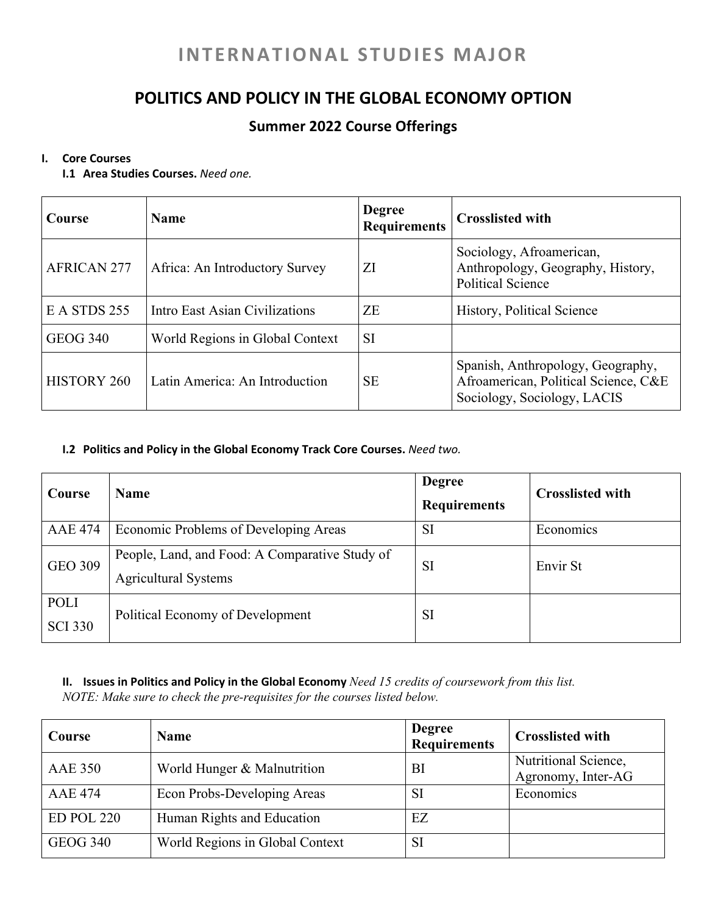# INTERNATIONAL STUDIES MAJOR

## POLITICS AND POLICY IN THE GLOBAL ECONOMY OPTION

### Summer 2022 Course Offerings

**I. Core Courses**

**I.1 Area Studies Courses.** *Need one.*

| Course | Name | Degree Requirements | Crosslisted with |
|---|---|---|---|
| AFRICAN 277 | Africa: An Introductory Survey | ZI | Sociology, Afroamerican, Anthropology, Geography, History, Political Science |
| E A STDS 255 | Intro East Asian Civilizations | ZE | History, Political Science |
| GEOG 340 | World Regions in Global Context | SI | |
| HISTORY 260 | Latin America: An Introduction | SE | Spanish, Anthropology, Geography, Afroamerican, Political Science, C&E Sociology, Sociology, LACIS |

**I.2 Politics and Policy in the Global Economy Track Core Courses.** *Need two.*

| Course | Name | Degree Requirements | Crosslisted with |
|---|---|---|---|
| AAE 474 | Economic Problems of Developing Areas | SI | Economics |
| GEO 309 | People, Land, and Food: A Comparative Study of Agricultural Systems | SI | Envir St |
| POLI SCI 330 | Political Economy of Development | SI | |

**II. Issues in Politics and Policy in the Global Economy** *Need 15 credits of coursework from this list.*
*NOTE: Make sure to check the pre-requisites for the courses listed below.*

| Course | Name | Degree Requirements | Crosslisted with |
|---|---|---|---|
| AAE 350 | World Hunger & Malnutrition | BI | Nutritional Science, Agronomy, Inter-AG |
| AAE 474 | Econ Probs-Developing Areas | SI | Economics |
| ED POL 220 | Human Rights and Education | EZ | |
| GEOG 340 | World Regions in Global Context | SI | |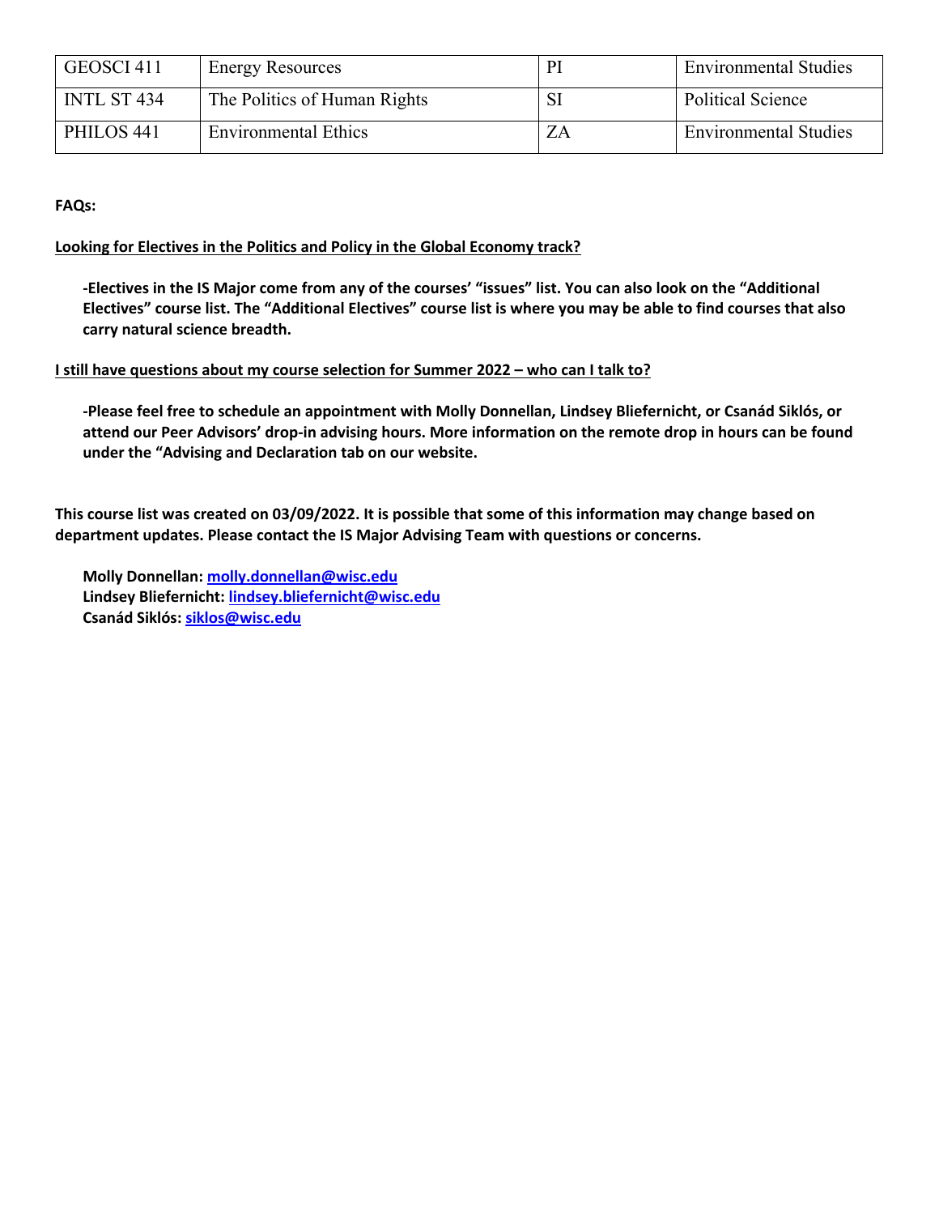| | | | |
|---|---|---|---|
| GEOSCI 411 | Energy Resources | PI | Environmental Studies |
| INTL ST 434 | The Politics of Human Rights | SI | Political Science |
| PHILOS 441 | Environmental Ethics | ZA | Environmental Studies |

**FAQs:**

**Looking for Electives in the Politics and Policy in the Global Economy track?**

**-Electives in the IS Major come from any of the courses' "issues" list. You can also look on the "Additional Electives" course list. The "Additional Electives" course list is where you may be able to find courses that also carry natural science breadth.**

**I still have questions about my course selection for Summer 2022 – who can I talk to?**

**-Please feel free to schedule an appointment with Molly Donnellan, Lindsey Bliefernicht, or Csanád Siklós, or attend our Peer Advisors' drop-in advising hours. More information on the remote drop in hours can be found under the "Advising and Declaration tab on our website.**

**This course list was created on 03/09/2022. It is possible that some of this information may change based on department updates. Please contact the IS Major Advising Team with questions or concerns.**

**Molly Donnellan: molly.donnellan@wisc.edu**
**Lindsey Bliefernicht: lindsey.bliefernicht@wisc.edu**
**Csanád Siklós: siklos@wisc.edu**